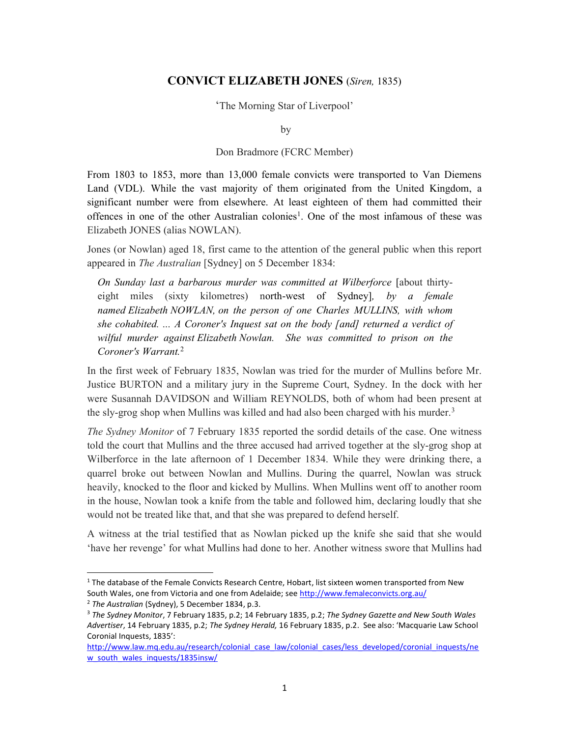# CONVICT ELIZABETH JONES (*Siren,* 1835)

'The Morning Star of Liverpool'

by

Don Bradmore (FCRC Member)

From 1803 to 1853, more than 13,000 female convicts were transported to Van Diemens Land (VDL). While the vast majority of them originated from the United Kingdom, a significant number were from elsewhere. At least eighteen of them had committed their offences in one of the other Australian colonies[1]. One of the most infamous of these was Elizabeth JONES (alias NOWLAN).

Jones (or Nowlan) aged 18, first came to the attention of the general public when this report appeared in *The Australian* [Sydney] on 5 December 1834:

> *On Sunday last a barbarous murder was committed at Wilberforce* [about thirty-eight miles (sixty kilometres) north-west of Sydney], *by a female named Elizabeth NOWLAN, on the person of one Charles MULLINS, with whom she cohabited. ... A Coroner's Inquest sat on the body [and] returned a verdict of wilful murder against Elizabeth Nowlan. She was committed to prison on the Coroner's Warrant.*[2]

In the first week of February 1835, Nowlan was tried for the murder of Mullins before Mr. Justice BURTON and a military jury in the Supreme Court, Sydney. In the dock with her were Susannah DAVIDSON and William REYNOLDS, both of whom had been present at the sly-grog shop when Mullins was killed and had also been charged with his murder.[3]

*The Sydney Monitor* of 7 February 1835 reported the sordid details of the case. One witness told the court that Mullins and the three accused had arrived together at the sly-grog shop at Wilberforce in the late afternoon of 1 December 1834. While they were drinking there, a quarrel broke out between Nowlan and Mullins. During the quarrel, Nowlan was struck heavily, knocked to the floor and kicked by Mullins. When Mullins went off to another room in the house, Nowlan took a knife from the table and followed him, declaring loudly that she would not be treated like that, and that she was prepared to defend herself.

A witness at the trial testified that as Nowlan picked up the knife she said that she would 'have her revenge' for what Mullins had done to her. Another witness swore that Mullins had

---

[1] The database of the Female Convicts Research Centre, Hobart, list sixteen women transported from New South Wales, one from Victoria and one from Adelaide; see http://www.femaleconvicts.org.au/

[2] *The Australian* (Sydney), 5 December 1834, p.3.

[3] *The Sydney Monitor*, 7 February 1835, p.2; 14 February 1835, p.2; *The Sydney Gazette and New South Wales Advertiser*, 14 February 1835, p.2; *The Sydney Herald,* 16 February 1835, p.2. See also: 'Macquarie Law School Coronial Inquests, 1835': http://www.law.mq.edu.au/research/colonial_case_law/colonial_cases/less_developed/coronial_inquests/new_south_wales_inquests/1835insw/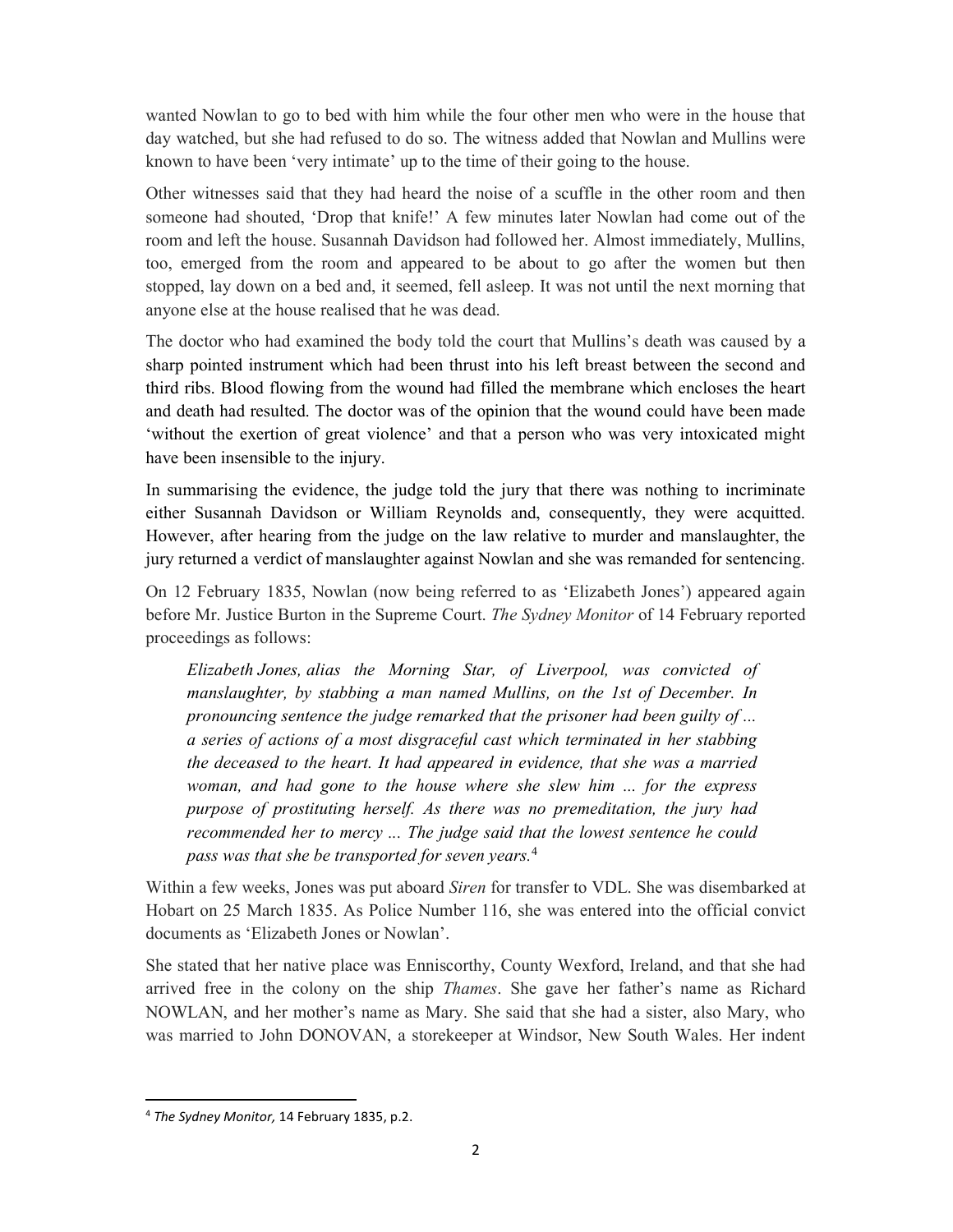wanted Nowlan to go to bed with him while the four other men who were in the house that day watched, but she had refused to do so. The witness added that Nowlan and Mullins were known to have been 'very intimate' up to the time of their going to the house.

Other witnesses said that they had heard the noise of a scuffle in the other room and then someone had shouted, 'Drop that knife!' A few minutes later Nowlan had come out of the room and left the house. Susannah Davidson had followed her. Almost immediately, Mullins, too, emerged from the room and appeared to be about to go after the women but then stopped, lay down on a bed and, it seemed, fell asleep. It was not until the next morning that anyone else at the house realised that he was dead.

The doctor who had examined the body told the court that Mullins's death was caused by a sharp pointed instrument which had been thrust into his left breast between the second and third ribs. Blood flowing from the wound had filled the membrane which encloses the heart and death had resulted. The doctor was of the opinion that the wound could have been made 'without the exertion of great violence' and that a person who was very intoxicated might have been insensible to the injury.

In summarising the evidence, the judge told the jury that there was nothing to incriminate either Susannah Davidson or William Reynolds and, consequently, they were acquitted. However, after hearing from the judge on the law relative to murder and manslaughter, the jury returned a verdict of manslaughter against Nowlan and she was remanded for sentencing.

On 12 February 1835, Nowlan (now being referred to as 'Elizabeth Jones') appeared again before Mr. Justice Burton in the Supreme Court. *The Sydney Monitor* of 14 February reported proceedings as follows:

> *Elizabeth Jones, alias the Morning Star, of Liverpool, was convicted of manslaughter, by stabbing a man named Mullins, on the 1st of December. In pronouncing sentence the judge remarked that the prisoner had been guilty of ... a series of actions of a most disgraceful cast which terminated in her stabbing the deceased to the heart. It had appeared in evidence, that she was a married woman, and had gone to the house where she slew him ... for the express purpose of prostituting herself. As there was no premeditation, the jury had recommended her to mercy ... The judge said that the lowest sentence he could pass was that she be transported for seven years.*[4]

Within a few weeks, Jones was put aboard *Siren* for transfer to VDL. She was disembarked at Hobart on 25 March 1835. As Police Number 116, she was entered into the official convict documents as 'Elizabeth Jones or Nowlan'.

She stated that her native place was Enniscorthy, County Wexford, Ireland, and that she had arrived free in the colony on the ship *Thames*. She gave her father's name as Richard NOWLAN, and her mother's name as Mary. She said that she had a sister, also Mary, who was married to John DONOVAN, a storekeeper at Windsor, New South Wales. Her indent

---

[4] *The Sydney Monitor,* 14 February 1835, p.2.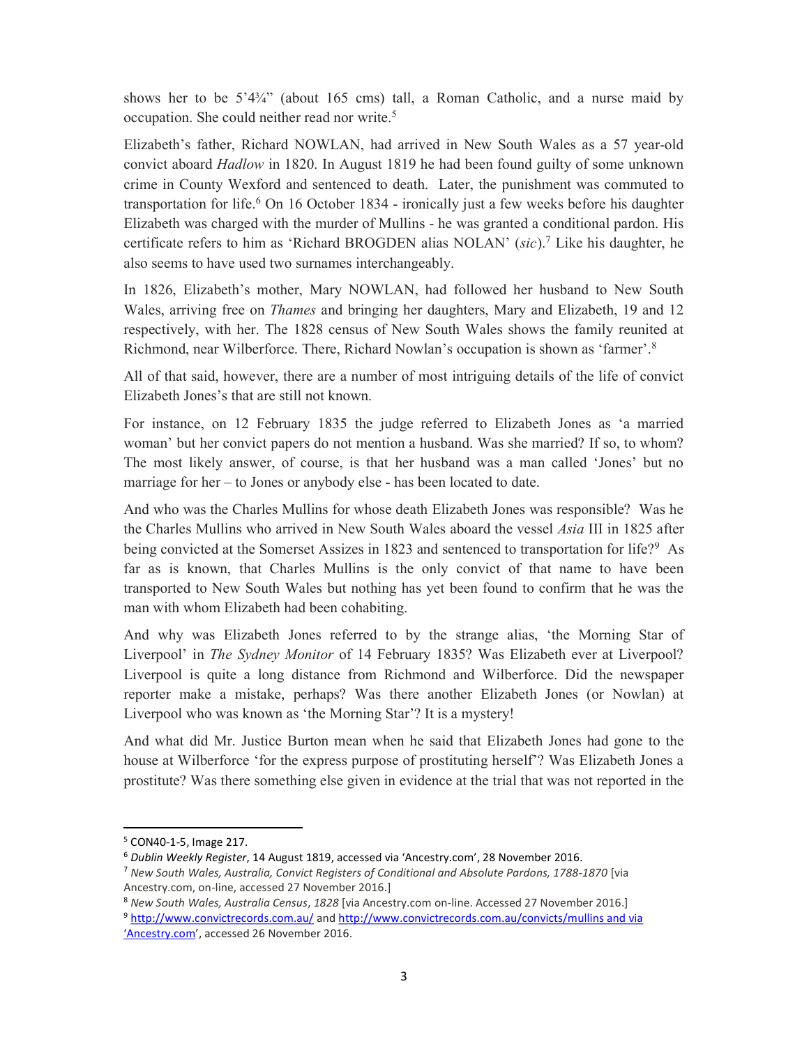shows her to be 5'4¾" (about 165 cms) tall, a Roman Catholic, and a nurse maid by occupation. She could neither read nor write.[5]

Elizabeth's father, Richard NOWLAN, had arrived in New South Wales as a 57 year-old convict aboard *Hadlow* in 1820. In August 1819 he had been found guilty of some unknown crime in County Wexford and sentenced to death. Later, the punishment was commuted to transportation for life.[6] On 16 October 1834 - ironically just a few weeks before his daughter Elizabeth was charged with the murder of Mullins - he was granted a conditional pardon. His certificate refers to him as 'Richard BROGDEN alias NOLAN' (*sic*).[7] Like his daughter, he also seems to have used two surnames interchangeably.

In 1826, Elizabeth's mother, Mary NOWLAN, had followed her husband to New South Wales, arriving free on *Thames* and bringing her daughters, Mary and Elizabeth, 19 and 12 respectively, with her. The 1828 census of New South Wales shows the family reunited at Richmond, near Wilberforce. There, Richard Nowlan's occupation is shown as 'farmer'.[8]

All of that said, however, there are a number of most intriguing details of the life of convict Elizabeth Jones's that are still not known.

For instance, on 12 February 1835 the judge referred to Elizabeth Jones as 'a married woman' but her convict papers do not mention a husband. Was she married? If so, to whom? The most likely answer, of course, is that her husband was a man called 'Jones' but no marriage for her – to Jones or anybody else - has been located to date.

And who was the Charles Mullins for whose death Elizabeth Jones was responsible? Was he the Charles Mullins who arrived in New South Wales aboard the vessel *Asia* III in 1825 after being convicted at the Somerset Assizes in 1823 and sentenced to transportation for life?[9] As far as is known, that Charles Mullins is the only convict of that name to have been transported to New South Wales but nothing has yet been found to confirm that he was the man with whom Elizabeth had been cohabiting.

And why was Elizabeth Jones referred to by the strange alias, 'the Morning Star of Liverpool' in *The Sydney Monitor* of 14 February 1835? Was Elizabeth ever at Liverpool? Liverpool is quite a long distance from Richmond and Wilberforce. Did the newspaper reporter make a mistake, perhaps? Was there another Elizabeth Jones (or Nowlan) at Liverpool who was known as 'the Morning Star'? It is a mystery!

And what did Mr. Justice Burton mean when he said that Elizabeth Jones had gone to the house at Wilberforce 'for the express purpose of prostituting herself'? Was Elizabeth Jones a prostitute? Was there something else given in evidence at the trial that was not reported in the

---

[5] CON40-1-5, Image 217.

[6] *Dublin Weekly Register*, 14 August 1819, accessed via 'Ancestry.com', 28 November 2016.

[7] *New South Wales, Australia, Convict Registers of Conditional and Absolute Pardons, 1788-1870* [via Ancestry.com, on-line, accessed 27 November 2016.]

[8] *New South Wales, Australia Census*, *1828* [via Ancestry.com on-line. Accessed 27 November 2016.]

[9] http://www.convictrecords.com.au/ and http://www.convictrecords.com.au/convicts/mullins and via 'Ancestry.com', accessed 26 November 2016.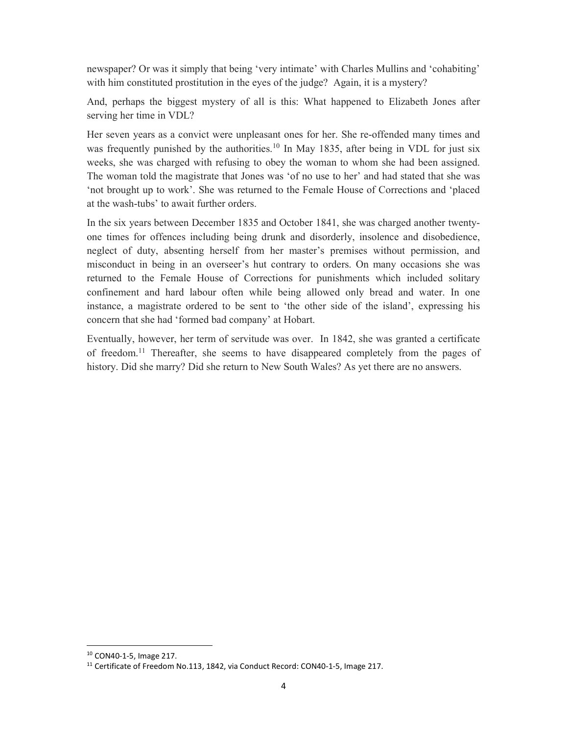newspaper? Or was it simply that being 'very intimate' with Charles Mullins and 'cohabiting' with him constituted prostitution in the eyes of the judge? Again, it is a mystery?

And, perhaps the biggest mystery of all is this: What happened to Elizabeth Jones after serving her time in VDL?

Her seven years as a convict were unpleasant ones for her. She re-offended many times and was frequently punished by the authorities.[10] In May 1835, after being in VDL for just six weeks, she was charged with refusing to obey the woman to whom she had been assigned. The woman told the magistrate that Jones was 'of no use to her' and had stated that she was 'not brought up to work'. She was returned to the Female House of Corrections and 'placed at the wash-tubs' to await further orders.

In the six years between December 1835 and October 1841, she was charged another twenty-one times for offences including being drunk and disorderly, insolence and disobedience, neglect of duty, absenting herself from her master's premises without permission, and misconduct in being in an overseer's hut contrary to orders. On many occasions she was returned to the Female House of Corrections for punishments which included solitary confinement and hard labour often while being allowed only bread and water. In one instance, a magistrate ordered to be sent to 'the other side of the island', expressing his concern that she had 'formed bad company' at Hobart.

Eventually, however, her term of servitude was over. In 1842, she was granted a certificate of freedom.[11] Thereafter, she seems to have disappeared completely from the pages of history. Did she marry? Did she return to New South Wales? As yet there are no answers.

---

[10] CON40-1-5, Image 217.

[11] Certificate of Freedom No.113, 1842, via Conduct Record: CON40-1-5, Image 217.